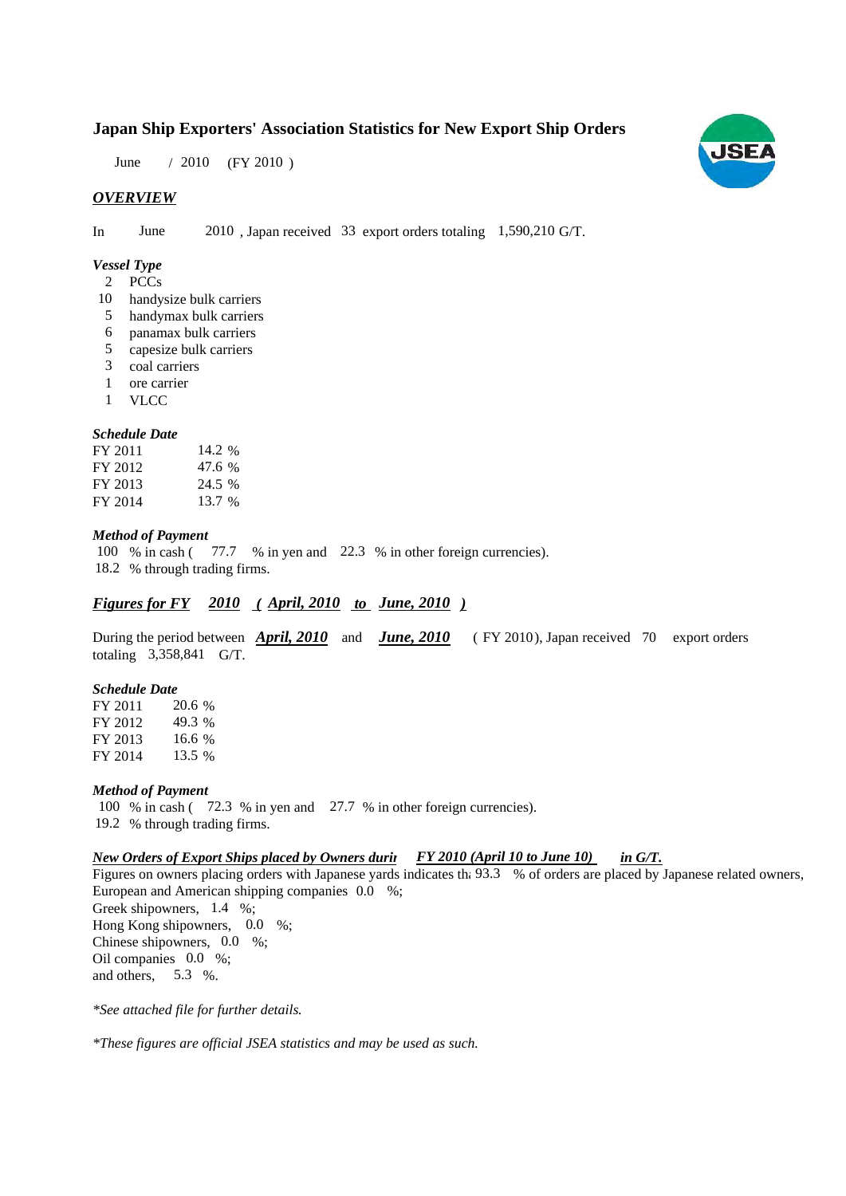# Japan Ship Exporters' Association Statistics for New Export Ship Orders

June / 2010 (FY 2010 )

## *OVERVIEW*

In June 2010 , Japan received 33 export orders totaling 1,590,210 G/T.

### *Vessel Type*

- 2 PCCs
- 10 handysize bulk carriers
- 5 handymax bulk carriers
- 6 panamax bulk carriers
- 5 capesize bulk carriers
- 3 coal carriers
- 1 ore carrier
- 1 VLCC

### *Schedule Date*

| | |
|---|---|
| FY 2011 | 14.2 % |
| FY 2012 | 47.6 % |
| FY 2013 | 24.5 % |
| FY 2014 | 13.7 % |

### *Method of Payment*

100 % in cash ( 77.7 % in yen and 22.3 % in other foreign currencies).
18.2 % through trading firms.

## *Figures for FY 2010 ( April, 2010 to June, 2010 )*

During the period between *April, 2010* and *June, 2010* ( FY 2010), Japan received 70 export orders totaling 3,358,841 G/T.

### *Schedule Date*

| | |
|---|---|
| FY 2011 | 20.6 % |
| FY 2012 | 49.3 % |
| FY 2013 | 16.6 % |
| FY 2014 | 13.5 % |

### *Method of Payment*

100 % in cash ( 72.3 % in yen and 27.7 % in other foreign currencies).
19.2 % through trading firms.

### *New Orders of Export Ships placed by Owners durir FY 2010 (April 10 to June 10) in G/T.*

Figures on owners placing orders with Japanese yards indicates th: 93.3 % of orders are placed by Japanese related owners,
European and American shipping companies 0.0 %;
Greek shipowners, 1.4 %;
Hong Kong shipowners, 0.0 %;
Chinese shipowners, 0.0 %;
Oil companies 0.0 %;
and others, 5.3 %.

*\*See attached file for further details.*

*\*These figures are official JSEA statistics and may be used as such.*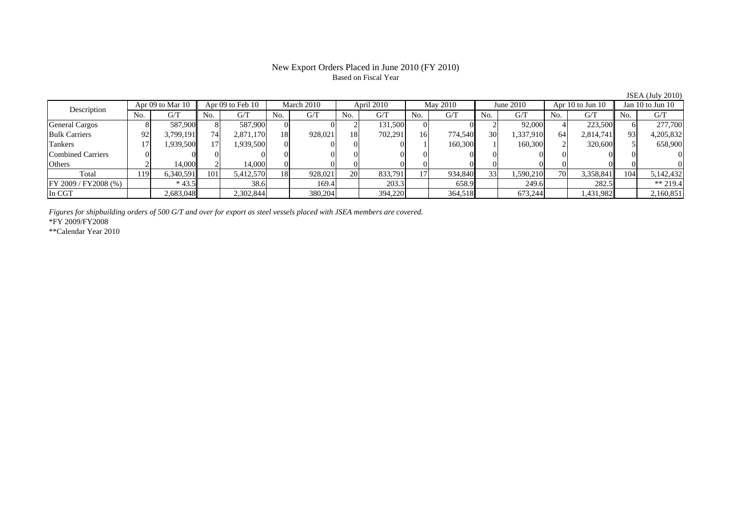# New Export Orders Placed in June 2010 (FY 2010)

Based on Fiscal Year

JSEA (July 2010)

| Description | Apr 09 to Mar 10 | | Apr 09 to Feb 10 | | March 2010 | | April 2010 | | May 2010 | | June 2010 | | Apr 10 to Jun 10 | | Jan 10 to Jun 10 | |
|---|---|---|---|---|---|---|---|---|---|---|---|---|---|---|---|---|
| | No. | G/T | No. | G/T | No. | G/T | No. | G/T | No. | G/T | No. | G/T | No. | G/T | No. | G/T |
| General Cargos | 8 | 587,900 | 8 | 587,900 | 0 | 0 | 2 | 131,500 | 0 | 0 | 2 | 92,000 | 4 | 223,500 | 6 | 277,700 |
| Bulk Carriers | 92 | 3,799,191 | 74 | 2,871,170 | 18 | 928,021 | 18 | 702,291 | 16 | 774,540 | 30 | 1,337,910 | 64 | 2,814,741 | 93 | 4,205,832 |
| Tankers | 17 | 1,939,500 | 17 | 1,939,500 | 0 | 0 | 0 | 0 | 1 | 160,300 | 1 | 160,300 | 2 | 320,600 | 5 | 658,900 |
| Combined Carriers | 0 | 0 | 0 | 0 | 0 | 0 | 0 | 0 | 0 | 0 | 0 | 0 | 0 | 0 | 0 | 0 |
| Others | 2 | 14,000 | 2 | 14,000 | 0 | 0 | 0 | 0 | 0 | 0 | 0 | 0 | 0 | 0 | 0 | 0 |
| Total | 119 | 6,340,591 | 101 | 5,412,570 | 18 | 928,021 | 20 | 833,791 | 17 | 934,840 | 33 | 1,590,210 | 70 | 3,358,841 | 104 | 5,142,432 |
| FY 2009 / FY2008 (%) | | * 43.5 | | 38.6 | | 169.4 | | 203.3 | | 658.9 | | 249.6 | | 282.5 | | ** 219.4 |
| In CGT | | 2,683,048 | | 2,302,844 | | 380,204 | | 394,220 | | 364,518 | | 673,244 | | 1,431,982 | | 2,160,851 |

*Figures for shipbuilding orders of 500 G/T and over for export as steel vessels placed with JSEA members are covered.*

*FY 2009/FY2008

**Calendar Year 2010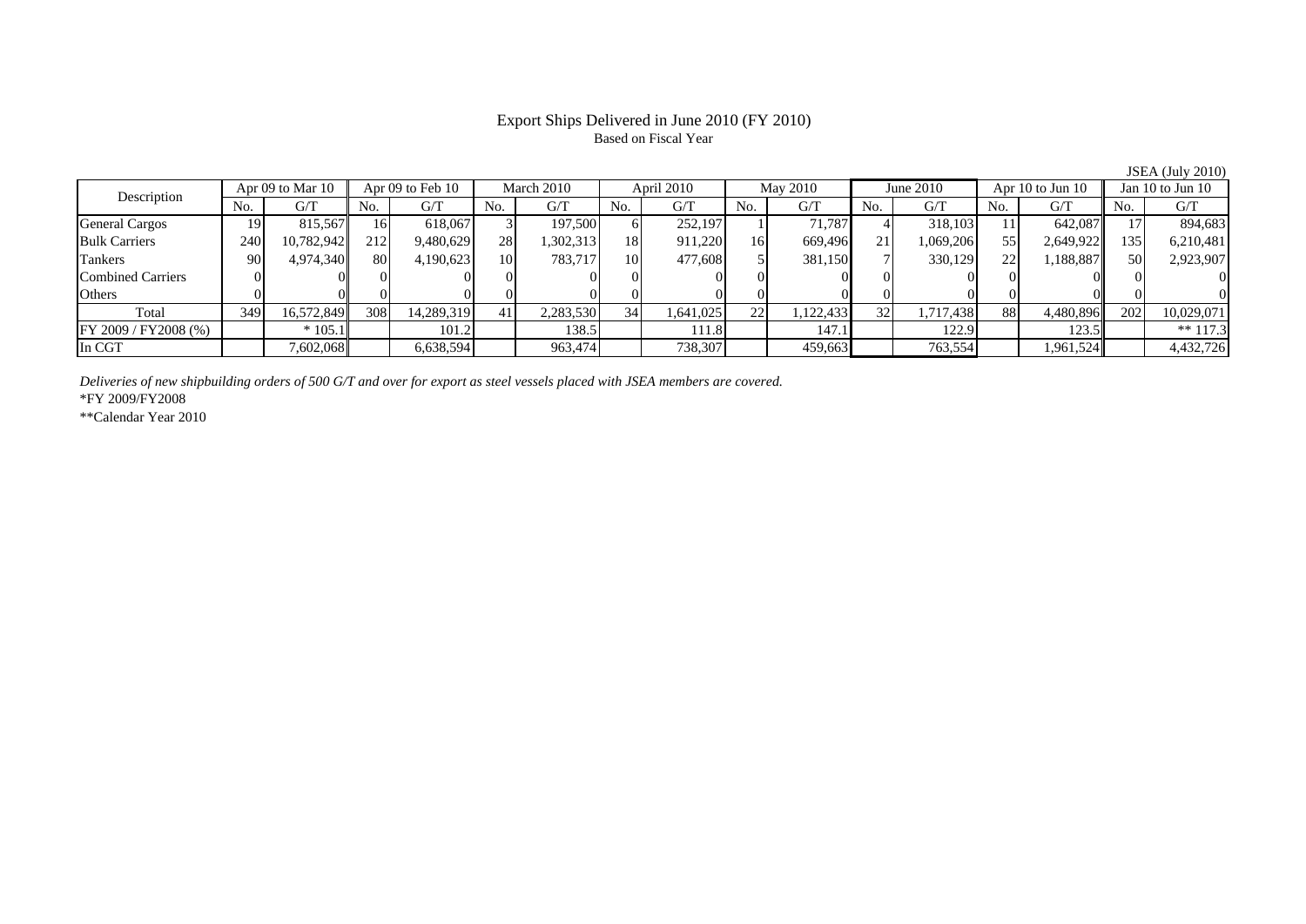# Export Ships Delivered in June 2010 (FY 2010)

Based on Fiscal Year

JSEA (July 2010)

| Description | Apr 09 to Mar 10 | | Apr 09 to Feb 10 | | March 2010 | | April 2010 | | May 2010 | | June 2010 | | Apr 10 to Jun 10 | | Jan 10 to Jun 10 | |
|---|---|---|---|---|---|---|---|---|---|---|---|---|---|---|---|---|
| | No. | G/T | No. | G/T | No. | G/T | No. | G/T | No. | G/T | No. | G/T | No. | G/T | No. | G/T |
| General Cargos | 19 | 815,567 | 16 | 618,067 | 3 | 197,500 | 6 | 252,197 | 1 | 71,787 | 4 | 318,103 | 11 | 642,087 | 17 | 894,683 |
| Bulk Carriers | 240 | 10,782,942 | 212 | 9,480,629 | 28 | 1,302,313 | 18 | 911,220 | 16 | 669,496 | 21 | 1,069,206 | 55 | 2,649,922 | 135 | 6,210,481 |
| Tankers | 90 | 4,974,340 | 80 | 4,190,623 | 10 | 783,717 | 10 | 477,608 | 5 | 381,150 | 7 | 330,129 | 22 | 1,188,887 | 50 | 2,923,907 |
| Combined Carriers | 0 | 0 | 0 | 0 | 0 | 0 | 0 | 0 | 0 | 0 | 0 | 0 | 0 | 0 | 0 | 0 |
| Others | 0 | 0 | 0 | 0 | 0 | 0 | 0 | 0 | 0 | 0 | 0 | 0 | 0 | 0 | 0 | 0 |
| Total | 349 | 16,572,849 | 308 | 14,289,319 | 41 | 2,283,530 | 34 | 1,641,025 | 22 | 1,122,433 | 32 | 1,717,438 | 88 | 4,480,896 | 202 | 10,029,071 |
| FY 2009 / FY2008 (%) | | * 105.1 | | 101.2 | | 138.5 | | 111.8 | | 147.1 | | 122.9 | | 123.5 | | ** 117.3 |
| In CGT | | 7,602,068 | | 6,638,594 | | 963,474 | | 738,307 | | 459,663 | | 763,554 | | 1,961,524 | | 4,432,726 |

*Deliveries of new shipbuilding orders of 500 G/T and over for export as steel vessels placed with JSEA members are covered.*

*FY 2009/FY2008

**Calendar Year 2010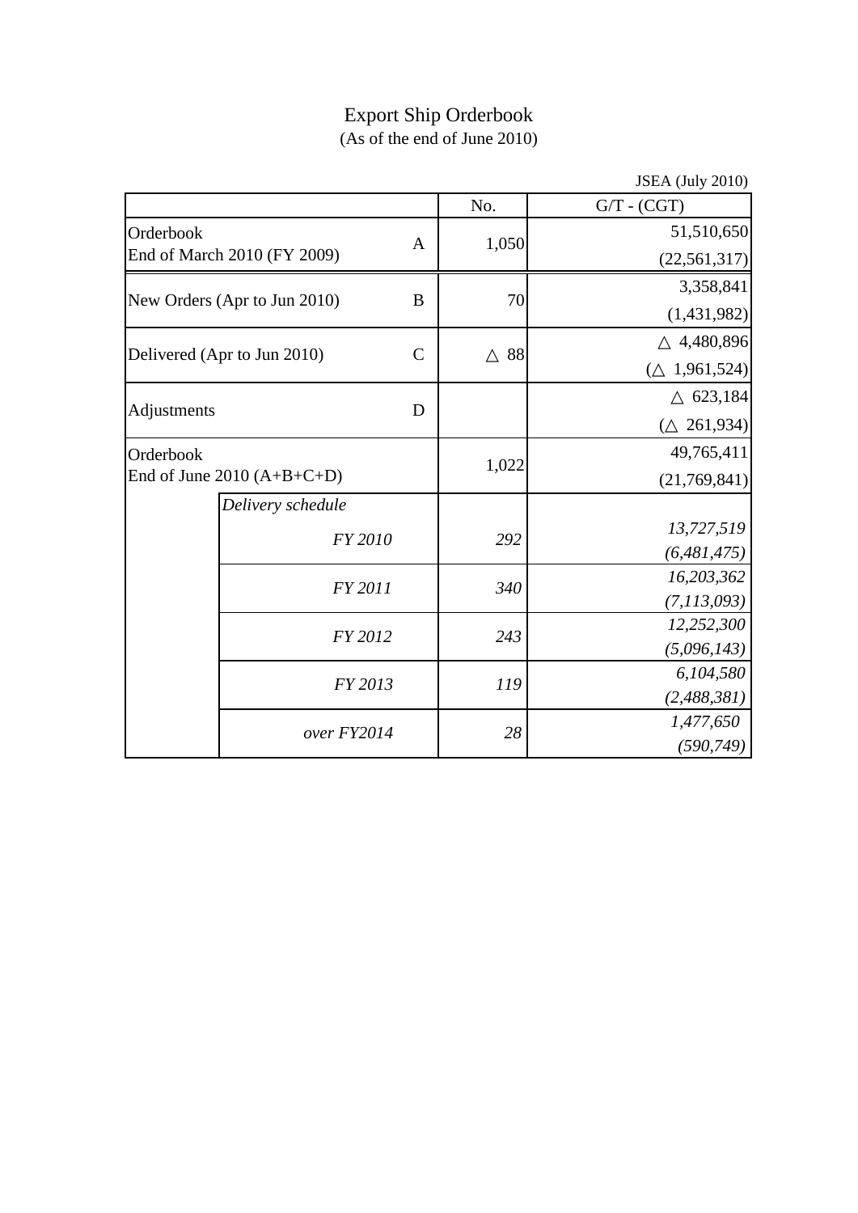# Export Ship Orderbook

(As of the end of June 2010)

JSEA (July 2010)

| | | | No. | G/T - (CGT) |
|---|---|---|---|---|
| Orderbook<br>End of March 2010 (FY 2009) | | A | 1,050 | 51,510,650<br>(22,561,317) |
| New Orders (Apr to Jun 2010) | | B | 70 | 3,358,841<br>(1,431,982) |
| Delivered (Apr to Jun 2010) | | C | △ 88 | △ 4,480,896<br>(△ 1,961,524) |
| Adjustments | | D | | △ 623,184<br>(△ 261,934) |
| Orderbook<br>End of June 2010 (A+B+C+D) | | | 1,022 | 49,765,411<br>(21,769,841) |
| | *Delivery schedule*<br>*FY 2010* | | *292* | *13,727,519*<br>*(6,481,475)* |
| | *FY 2011* | | *340* | *16,203,362*<br>*(7,113,093)* |
| | *FY 2012* | | *243* | *12,252,300*<br>*(5,096,143)* |
| | *FY 2013* | | *119* | *6,104,580*<br>*(2,488,381)* |
| | *over FY2014* | | *28* | *1,477,650*<br>*(590,749)* |